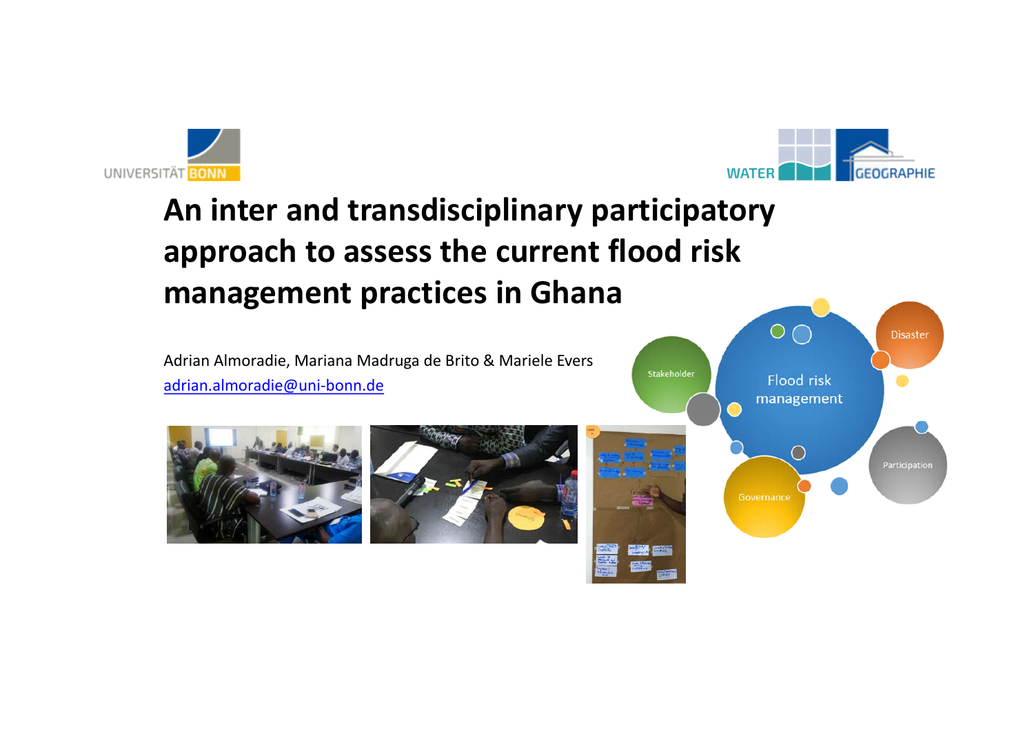# An inter and transdisciplinary participatory approach to assess the current flood risk management practices in Ghana

Adrian Almoradie, Mariana Madruga de Brito & Mariele Evers

adrian.almoradie@uni-bonn.de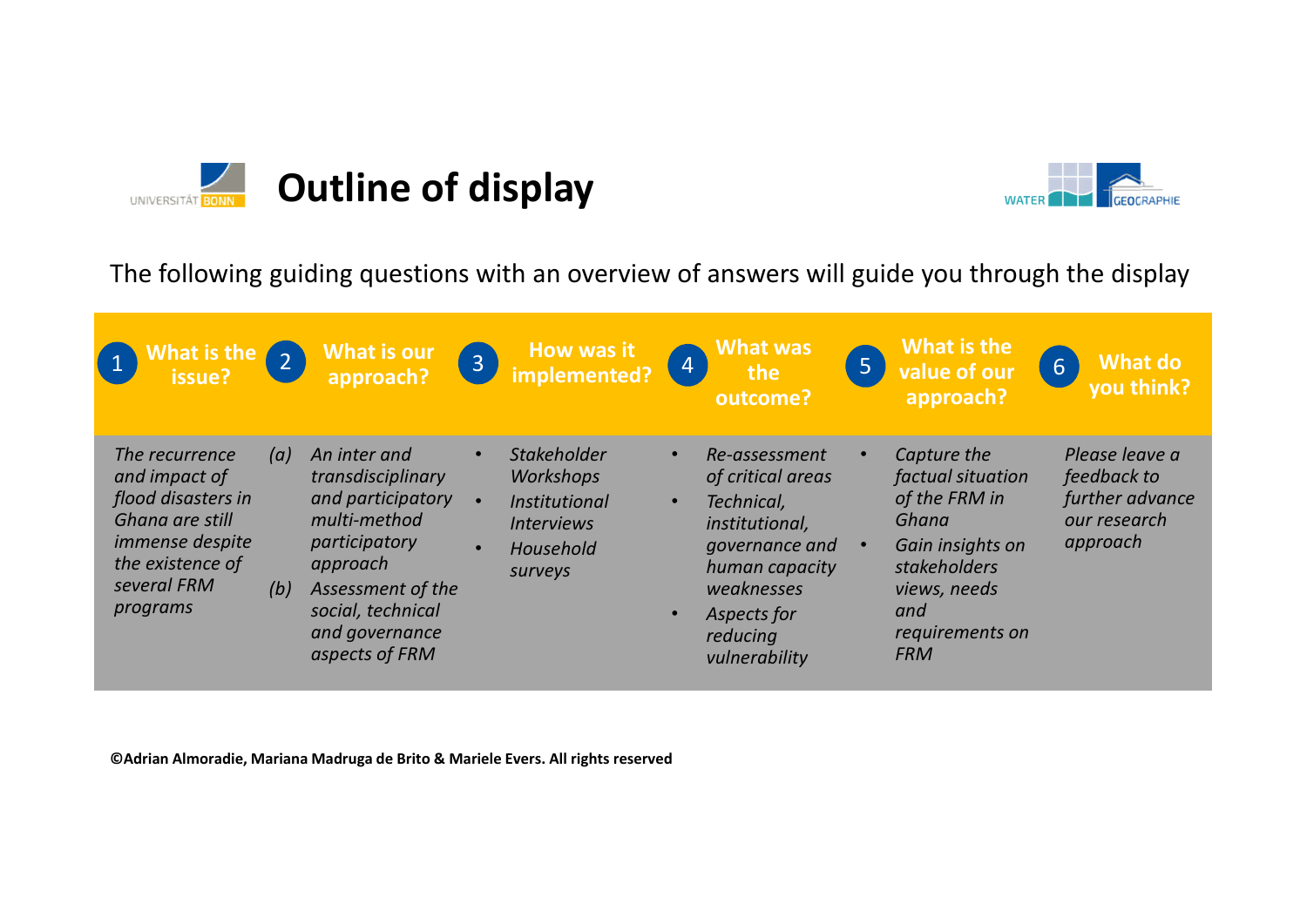# Outline of display

The following guiding questions with an overview of answers will guide you through the display

| 1 What is the issue? | 2 What is our approach? | 3 How was it implemented? | 4 What was the outcome? | 5 What is the value of our approach? | 6 What do you think? |
|---|---|---|---|---|---|
| *The recurrence and impact of flood disasters in Ghana are still immense despite the existence of several FRM programs* | *(a) An inter and transdisciplinary and participatory multi-method participatory approach*<br>*(b) Assessment of the social, technical and governance aspects of FRM* | • *Stakeholder Workshops*<br>• *Institutional Interviews*<br>• *Household surveys* | • *Re-assessment of critical areas*<br>• *Technical, institutional, governance and human capacity weaknesses*<br>• *Aspects for reducing vulnerability* | • *Capture the factual situation of the FRM in Ghana*<br>• *Gain insights on stakeholders views, needs and requirements on FRM* | *Please leave a feedback to further advance our research approach* |

**©Adrian Almoradie, Mariana Madruga de Brito & Mariele Evers. All rights reserved**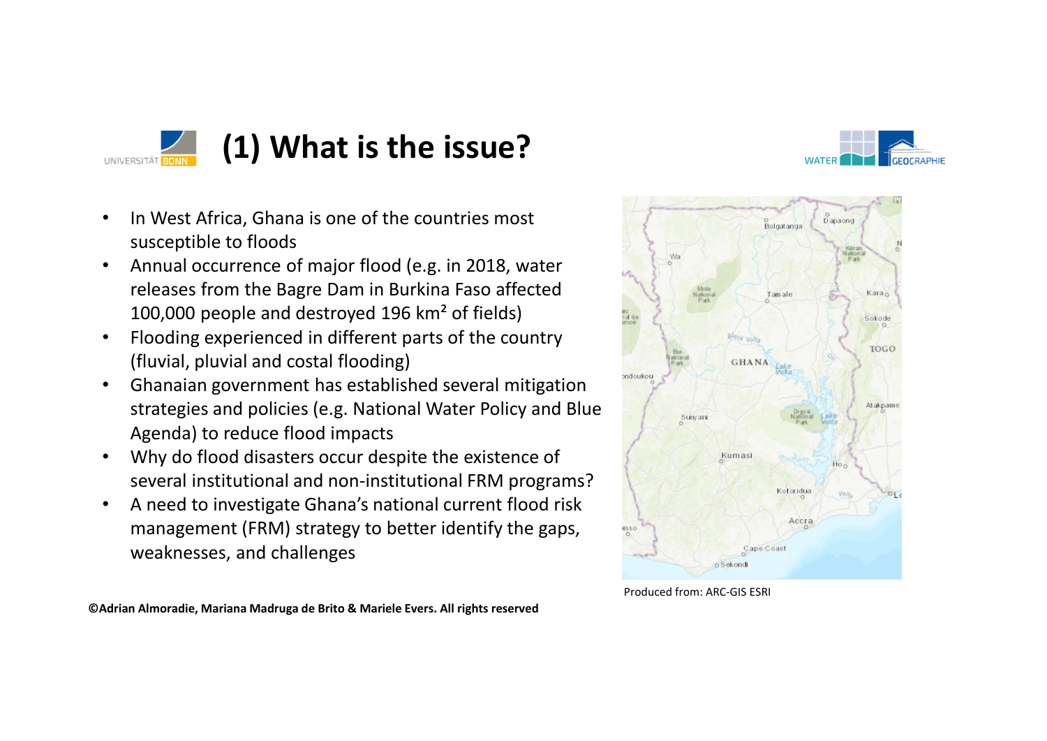# (1) What is the issue?

- In West Africa, Ghana is one of the countries most susceptible to floods
- Annual occurrence of major flood (e.g. in 2018, water releases from the Bagre Dam in Burkina Faso affected 100,000 people and destroyed 196 km² of fields)
- Flooding experienced in different parts of the country (fluvial, pluvial and costal flooding)
- Ghanaian government has established several mitigation strategies and policies (e.g. National Water Policy and Blue Agenda) to reduce flood impacts
- Why do flood disasters occur despite the existence of several institutional and non-institutional FRM programs?
- A need to investigate Ghana's national current flood risk management (FRM) strategy to better identify the gaps, weaknesses, and challenges

Produced from: ARC-GIS ESRI

**©Adrian Almoradie, Mariana Madruga de Brito & Mariele Evers. All rights reserved**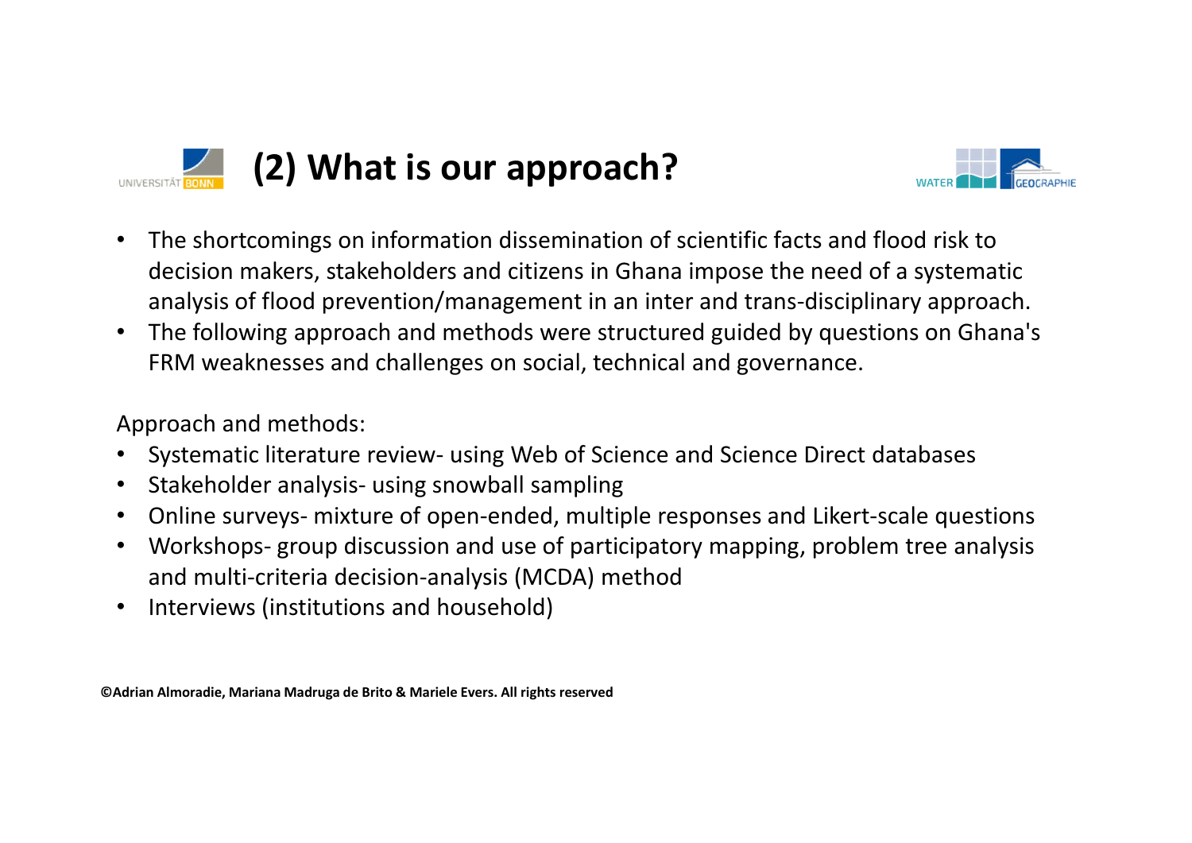# (2) What is our approach?

- The shortcomings on information dissemination of scientific facts and flood risk to decision makers, stakeholders and citizens in Ghana impose the need of a systematic analysis of flood prevention/management in an inter and trans-disciplinary approach.
- The following approach and methods were structured guided by questions on Ghana's FRM weaknesses and challenges on social, technical and governance.

Approach and methods:

- Systematic literature review- using Web of Science and Science Direct databases
- Stakeholder analysis- using snowball sampling
- Online surveys- mixture of open-ended, multiple responses and Likert-scale questions
- Workshops- group discussion and use of participatory mapping, problem tree analysis and multi-criteria decision-analysis (MCDA) method
- Interviews (institutions and household)

**©Adrian Almoradie, Mariana Madruga de Brito & Mariele Evers. All rights reserved**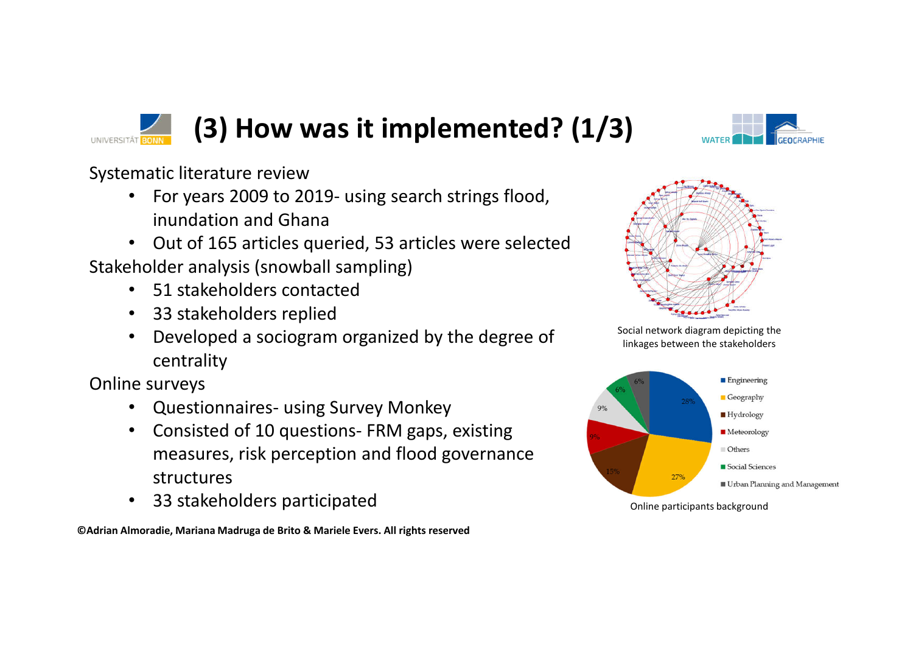# (3) How was it implemented? (1/3)

Systematic literature review

- For years 2009 to 2019- using search strings flood, inundation and Ghana
- Out of 165 articles queried, 53 articles were selected

Stakeholder analysis (snowball sampling)

- 51 stakeholders contacted
- 33 stakeholders replied
- Developed a sociogram organized by the degree of centrality

Online surveys

- Questionnaires- using Survey Monkey
- Consisted of 10 questions- FRM gaps, existing measures, risk perception and flood governance structures
- 33 stakeholders participated

Social network diagram depicting the linkages between the stakeholders

| Background | Share |
| --- | --- |
| Engineering | 28% |
| Geography | 27% |
| Hydrology | 15% |
| Meteorology | 9% |
| Others | 9% |
| Social Sciences | 6% |
| Urban Planning and Management | 6% |

Online participants background

©Adrian Almoradie, Mariana Madruga de Brito & Mariele Evers. All rights reserved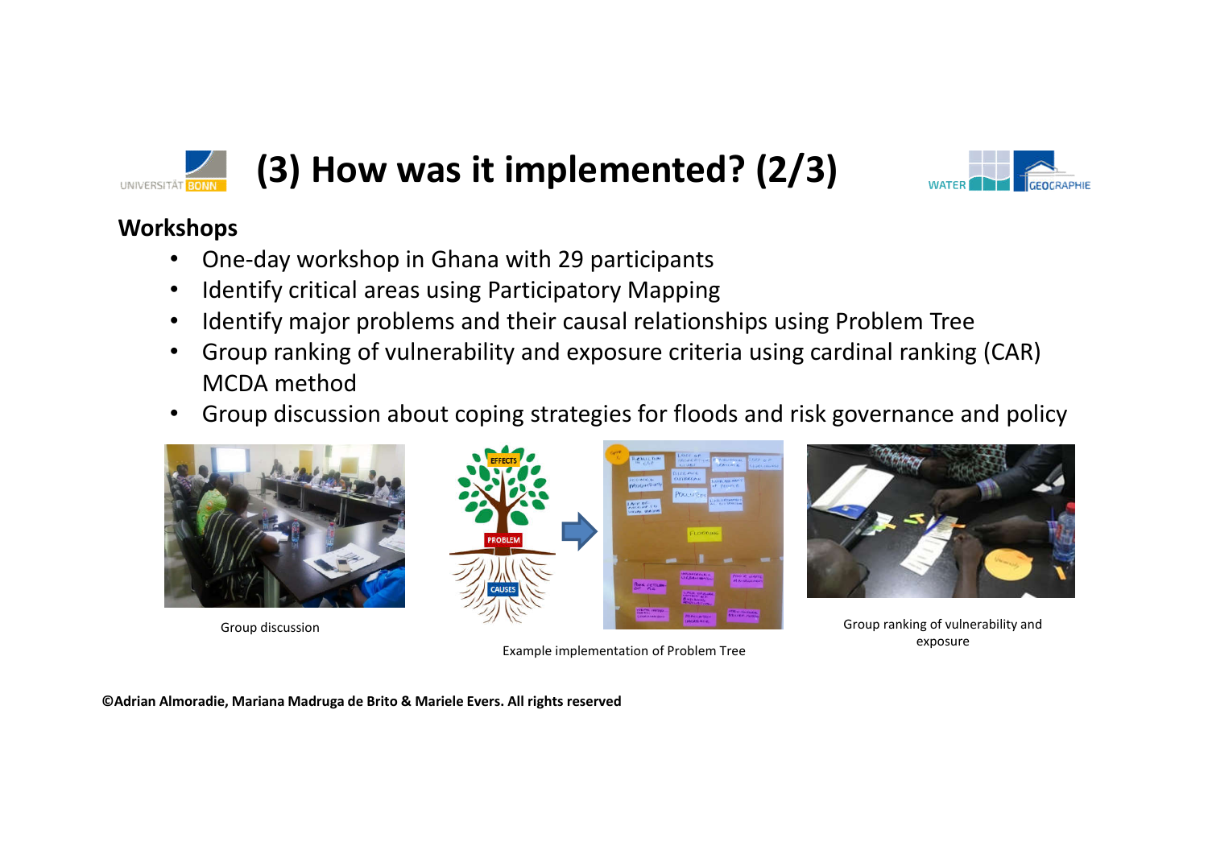# (3) How was it implemented? (2/3)

## Workshops

- One-day workshop in Ghana with 29 participants
- Identify critical areas using Participatory Mapping
- Identify major problems and their causal relationships using Problem Tree
- Group ranking of vulnerability and exposure criteria using cardinal ranking (CAR) MCDA method
- Group discussion about coping strategies for floods and risk governance and policy

Group discussion

Example implementation of Problem Tree

Group ranking of vulnerability and exposure

**©Adrian Almoradie, Mariana Madruga de Brito & Mariele Evers. All rights reserved**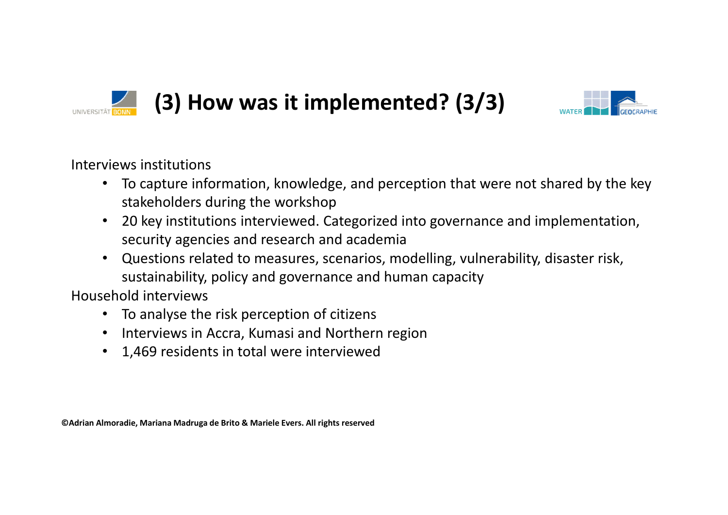# (3) How was it implemented? (3/3)

Interviews institutions

- To capture information, knowledge, and perception that were not shared by the key stakeholders during the workshop
- 20 key institutions interviewed. Categorized into governance and implementation, security agencies and research and academia
- Questions related to measures, scenarios, modelling, vulnerability, disaster risk, sustainability, policy and governance and human capacity

Household interviews

- To analyse the risk perception of citizens
- Interviews in Accra, Kumasi and Northern region
- 1,469 residents in total were interviewed

**©Adrian Almoradie, Mariana Madruga de Brito & Mariele Evers. All rights reserved**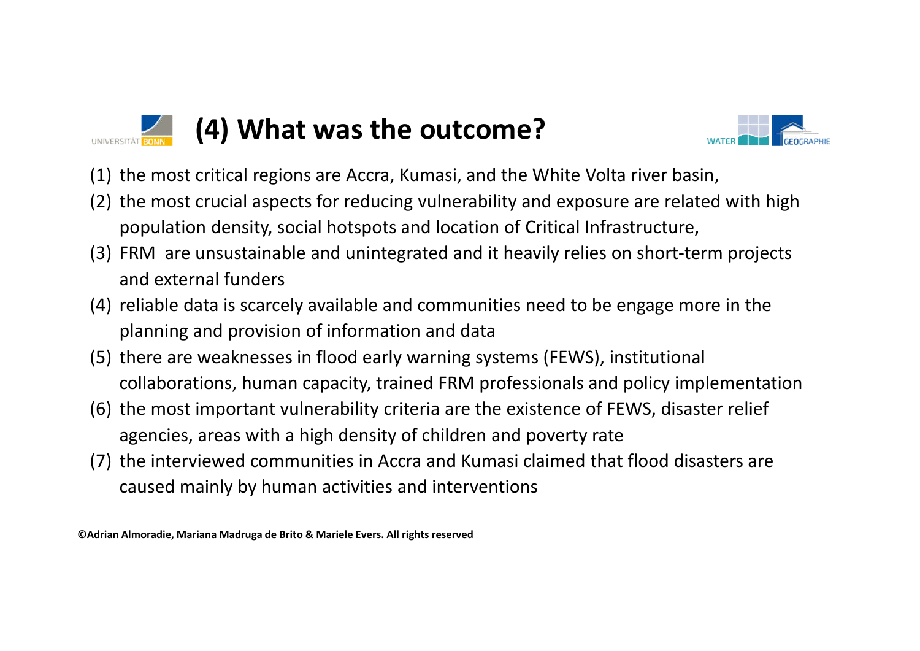# (4) What was the outcome?

(1) the most critical regions are Accra, Kumasi, and the White Volta river basin,
(2) the most crucial aspects for reducing vulnerability and exposure are related with high population density, social hotspots and location of Critical Infrastructure,
(3) FRM are unsustainable and unintegrated and it heavily relies on short-term projects and external funders
(4) reliable data is scarcely available and communities need to be engage more in the planning and provision of information and data
(5) there are weaknesses in flood early warning systems (FEWS), institutional collaborations, human capacity, trained FRM professionals and policy implementation
(6) the most important vulnerability criteria are the existence of FEWS, disaster relief agencies, areas with a high density of children and poverty rate
(7) the interviewed communities in Accra and Kumasi claimed that flood disasters are caused mainly by human activities and interventions

**©Adrian Almoradie, Mariana Madruga de Brito & Mariele Evers. All rights reserved**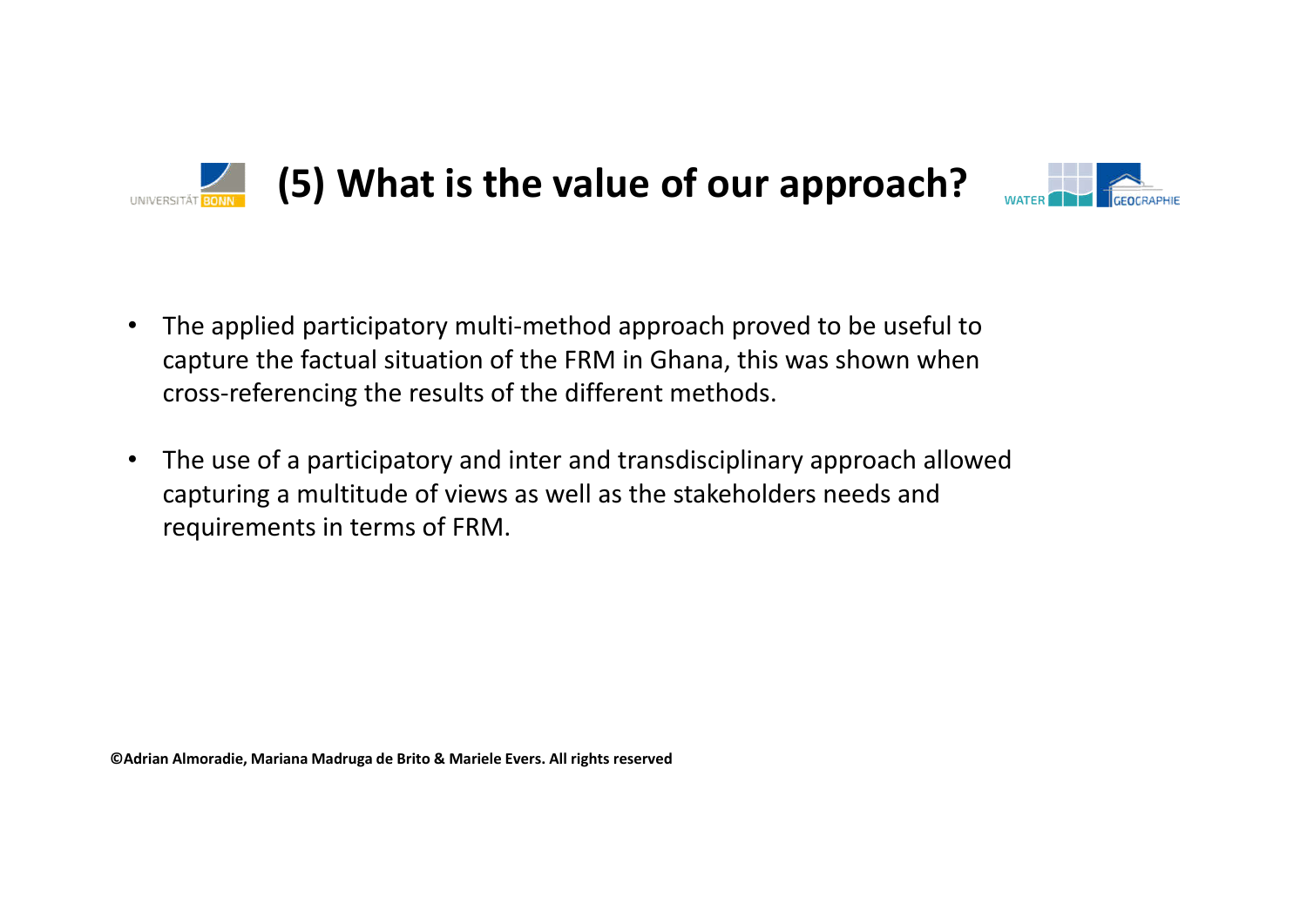# (5) What is the value of our approach?

- The applied participatory multi-method approach proved to be useful to capture the factual situation of the FRM in Ghana, this was shown when cross-referencing the results of the different methods.

- The use of a participatory and inter and transdisciplinary approach allowed capturing a multitude of views as well as the stakeholders needs and requirements in terms of FRM.

**©Adrian Almoradie, Mariana Madruga de Brito & Mariele Evers. All rights reserved**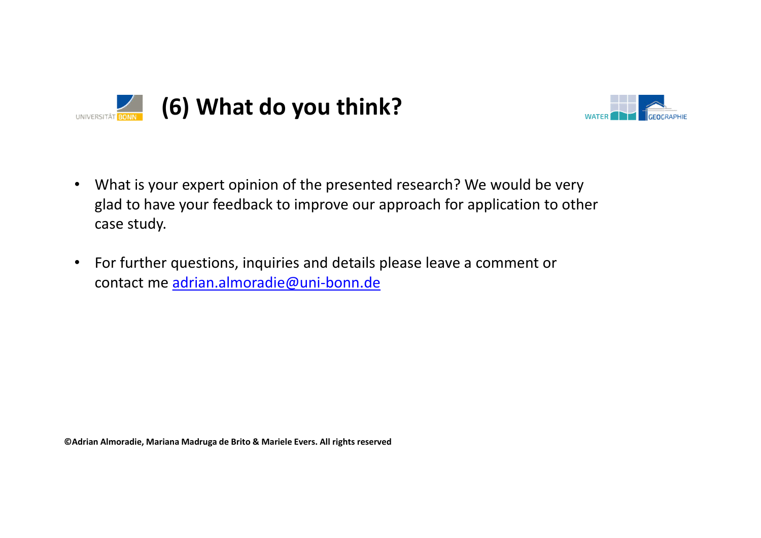# (6) What do you think?

- What is your expert opinion of the presented research? We would be very glad to have your feedback to improve our approach for application to other case study.

- For further questions, inquiries and details please leave a comment or contact me adrian.almoradie@uni-bonn.de

**©Adrian Almoradie, Mariana Madruga de Brito & Mariele Evers. All rights reserved**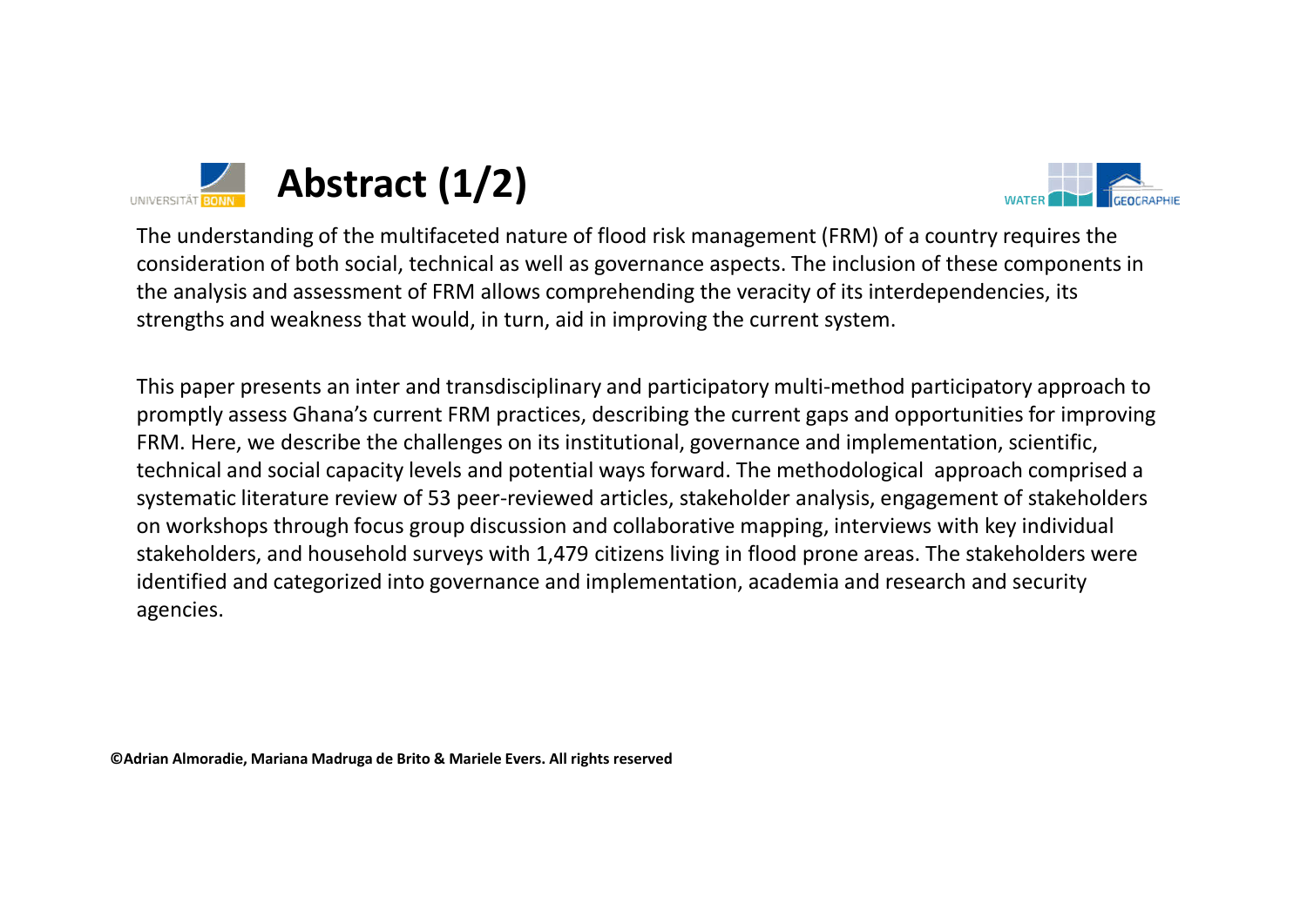# Abstract (1/2)

The understanding of the multifaceted nature of flood risk management (FRM) of a country requires the consideration of both social, technical as well as governance aspects. The inclusion of these components in the analysis and assessment of FRM allows comprehending the veracity of its interdependencies, its strengths and weakness that would, in turn, aid in improving the current system.

This paper presents an inter and transdisciplinary and participatory multi-method participatory approach to promptly assess Ghana's current FRM practices, describing the current gaps and opportunities for improving FRM. Here, we describe the challenges on its institutional, governance and implementation, scientific, technical and social capacity levels and potential ways forward. The methodological approach comprised a systematic literature review of 53 peer-reviewed articles, stakeholder analysis, engagement of stakeholders on workshops through focus group discussion and collaborative mapping, interviews with key individual stakeholders, and household surveys with 1,479 citizens living in flood prone areas. The stakeholders were identified and categorized into governance and implementation, academia and research and security agencies.

**©Adrian Almoradie, Mariana Madruga de Brito & Mariele Evers. All rights reserved**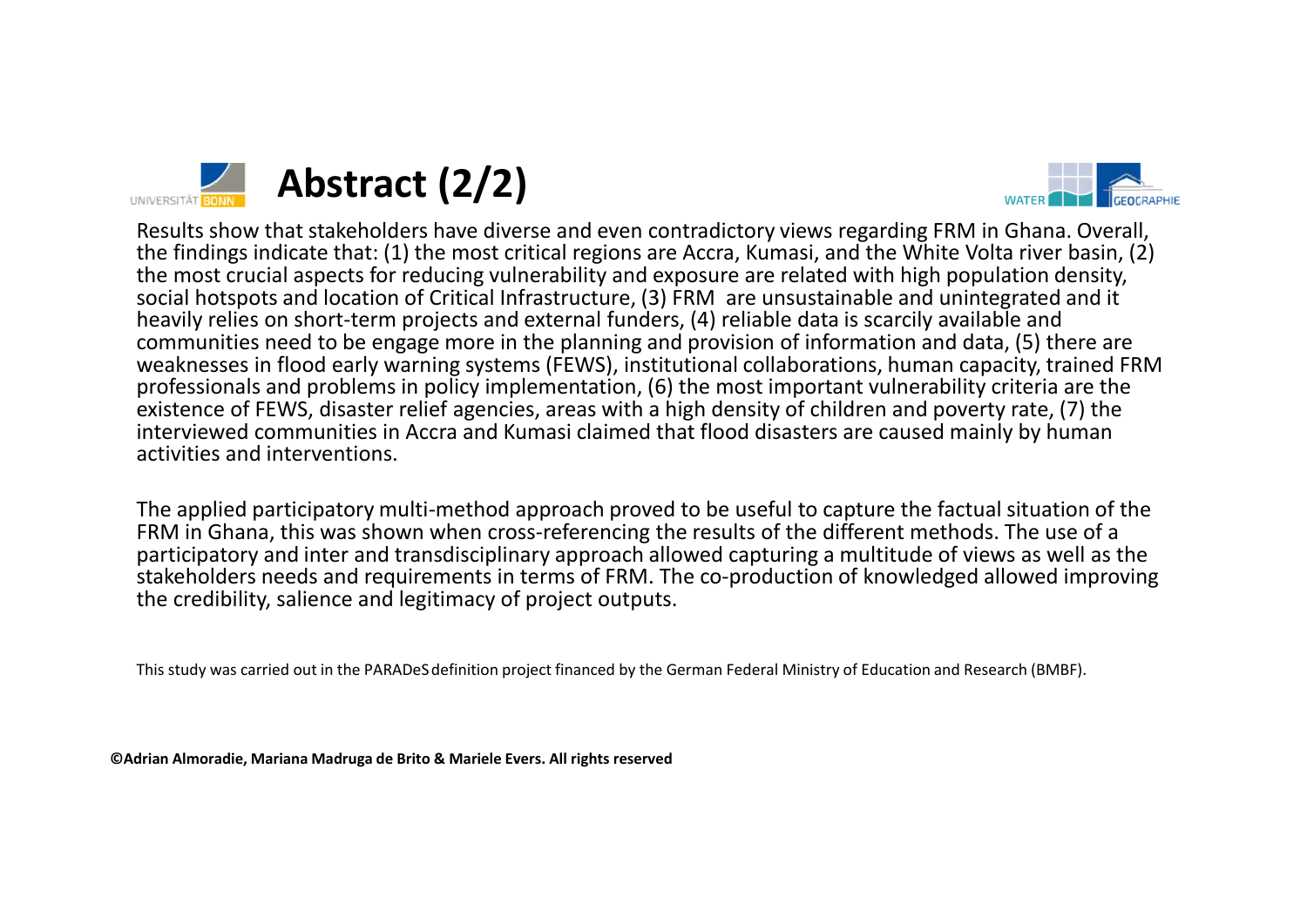# Abstract (2/2)

Results show that stakeholders have diverse and even contradictory views regarding FRM in Ghana. Overall, the findings indicate that: (1) the most critical regions are Accra, Kumasi, and the White Volta river basin, (2) the most crucial aspects for reducing vulnerability and exposure are related with high population density, social hotspots and location of Critical Infrastructure, (3) FRM are unsustainable and unintegrated and it heavily relies on short-term projects and external funders, (4) reliable data is scarcily available and communities need to be engage more in the planning and provision of information and data, (5) there are weaknesses in flood early warning systems (FEWS), institutional collaborations, human capacity, trained FRM professionals and problems in policy implementation, (6) the most important vulnerability criteria are the existence of FEWS, disaster relief agencies, areas with a high density of children and poverty rate, (7) the interviewed communities in Accra and Kumasi claimed that flood disasters are caused mainly by human activities and interventions.

The applied participatory multi-method approach proved to be useful to capture the factual situation of the FRM in Ghana, this was shown when cross-referencing the results of the different methods. The use of a participatory and inter and transdisciplinary approach allowed capturing a multitude of views as well as the stakeholders needs and requirements in terms of FRM. The co-production of knowledged allowed improving the credibility, salience and legitimacy of project outputs.

This study was carried out in the PARADeS definition project financed by the German Federal Ministry of Education and Research (BMBF).

**©Adrian Almoradie, Mariana Madruga de Brito & Mariele Evers. All rights reserved**